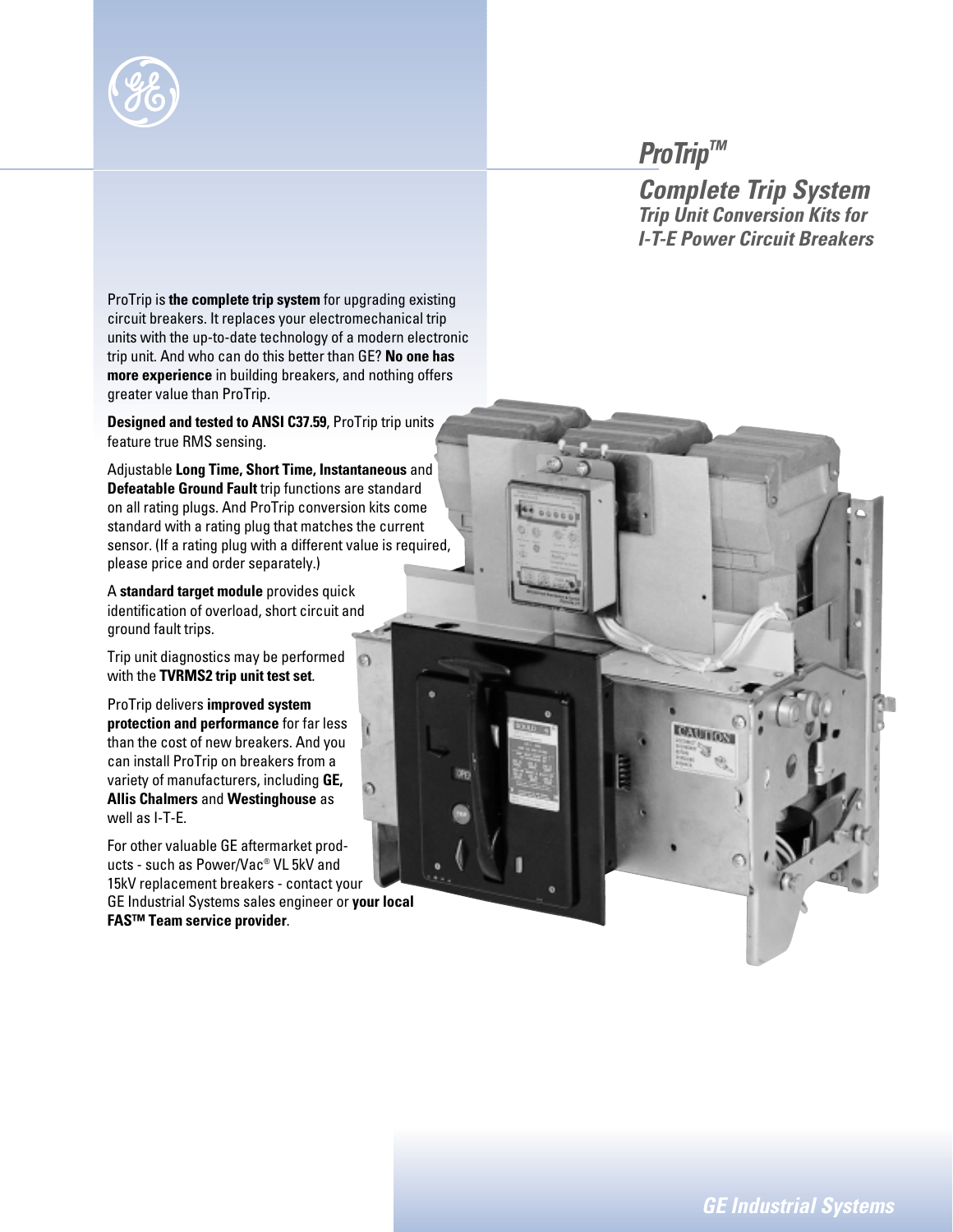# *ProTrip™*

## *Complete Trip System*

### *Trip Unit Conversion Kits for I-T-E Power Circuit Breakers*

ProTrip is **the complete trip system** for upgrading existing circuit breakers. It replaces your electromechanical trip units with the up-to-date technology of a modern electronic trip unit. And who can do this better than GE? **No one has more experience** in building breakers, and nothing offers greater value than ProTrip.

**Designed and tested to ANSI C37.59**, ProTrip trip units feature true RMS sensing.

Adjustable **Long Time, Short Time, Instantaneous** and **Defeatable Ground Fault** trip functions are standard on all rating plugs. And ProTrip conversion kits come standard with a rating plug that matches the current sensor. (If a rating plug with a different value is required, please price and order separately.)

A **standard target module** provides quick identification of overload, short circuit and ground fault trips.

Trip unit diagnostics may be performed with the **TVRMS2 trip unit test set**.

ProTrip delivers **improved system protection and performance** for far less than the cost of new breakers. And you can install ProTrip on breakers from a variety of manufacturers, including **GE, Allis Chalmers** and **Westinghouse** as well as I-T-E.

For other valuable GE aftermarket products - such as Power/Vac® VL 5kV and 15kV replacement breakers - contact your GE Industrial Systems sales engineer or **your local FAS™ Team service provider**.

*GE Industrial Systems*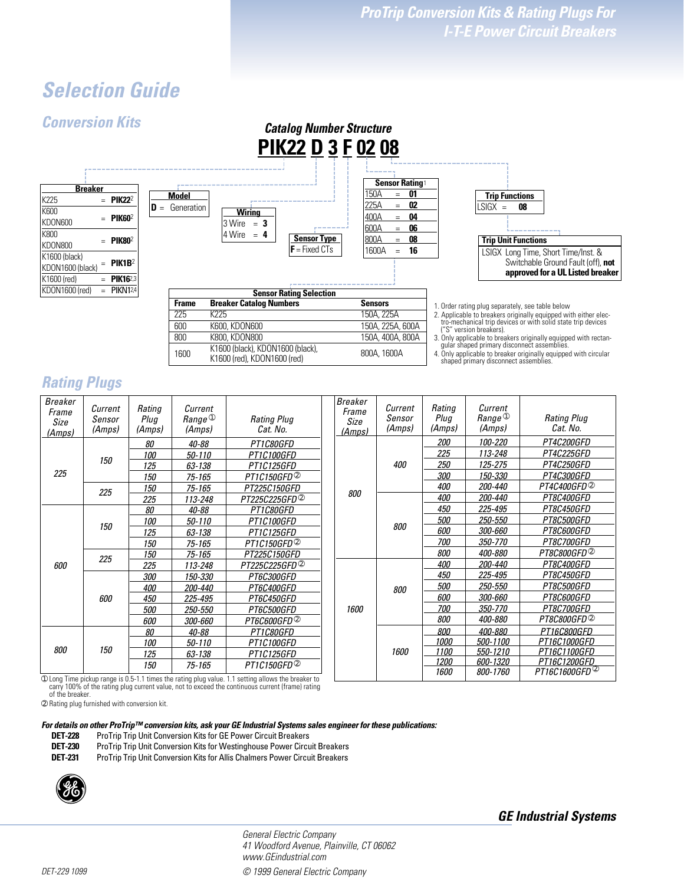# ProTrip Conversion Kits & Rating Plugs For I-T-E Power Circuit Breakers

## Selection Guide

### Conversion Kits

**Catalog Number Structure**

**PIK22 D 3 F 02 08**

| Breaker | | |
|---|---|---|
| K225 | = | **PIK22**[2] |
| K600, KDON600 | = | **PIK60**[2] |
| K800, KDON800 | = | **PIK80**[2] |
| K1600 (black), KDON1600 (black) | = | **PIK1B**[2] |
| K1600 (red) | = | **PIK16**[2,3] |
| KDON1600 (red) | = | **PIKN1**[2,4] |

| Model | |
|---|---|
| **D** = | Generation |

| Wiring | | |
|---|---|---|
| 3 Wire | = | **3** |
| 4 Wire | = | **4** |

| Sensor Type |
|---|
| **F** = Fixed CTs |

| Sensor Rating[1] | | |
|---|---|---|
| 150A | = | **01** |
| 225A | = | **02** |
| 400A | = | **04** |
| 600A | = | **06** |
| 800A | = | **08** |
| 1600A | = | **16** |

| Trip Functions | | |
|---|---|---|
| LSIGX | = | **08** |

| Trip Unit Functions |
|---|
| LSIGX Long Time, Short Time/Inst. & Switchable Ground Fault (off), **not approved for a UL Listed breaker** |

**Sensor Rating Selection**

| Frame | Breaker Catalog Numbers | Sensors |
|---|---|---|
| 225 | K225 | 150A, 225A |
| 600 | K600, KDON600 | 150A, 225A, 600A |
| 800 | K800, KDON800 | 150A, 400A, 800A |
| 1600 | K1600 (black), KDON1600 (black), K1600 (red), KDON1600 (red) | 800A, 1600A |

1. Order rating plug separately, see table below
2. Applicable to breakers originally equipped with either electro-mechanical trip devices or with solid state trip devices ("S" version breakers).
3. Only applicable to breakers originally equipped with rectangular shaped primary disconnect assemblies.
4. Only applicable to breaker originally equipped with circular shaped primary disconnect assemblies.

### Rating Plugs

| Breaker Frame Size (Amps) | Current Sensor (Amps) | Rating Plug (Amps) | Current Range ① (Amps) | Rating Plug Cat. No. |
|---|---|---|---|---|
| 225 | 150 | 80 | 40-88 | PT1C80GFD |
| | | 100 | 50-110 | PT1C100GFD |
| | | 125 | 63-138 | PT1C125GFD |
| | | 150 | 75-165 | PT1C150GFD ② |
| | 225 | 150 | 75-165 | PT225C150GFD |
| | | 225 | 113-248 | PT225C225GFD ② |
| 600 | 150 | 80 | 40-88 | PT1C80GFD |
| | | 100 | 50-110 | PT1C100GFD |
| | | 125 | 63-138 | PT1C125GFD |
| | | 150 | 75-165 | PT1C150GFD ② |
| | 225 | 150 | 75-165 | PT225C150GFD |
| | | 225 | 113-248 | PT225C225GFD ② |
| | 600 | 300 | 150-330 | PT6C300GFD |
| | | 400 | 200-440 | PT6C400GFD |
| | | 450 | 225-495 | PT6C450GFD |
| | | 500 | 250-550 | PT6C500GFD |
| | | 600 | 300-660 | PT6C600GFD ② |
| 800 | 150 | 80 | 40-88 | PT1C80GFD |
| | | 100 | 50-110 | PT1C100GFD |
| | | 125 | 63-138 | PT1C125GFD |
| | | 150 | 75-165 | PT1C150GFD ② |
| 800 | 400 | 200 | 100-220 | PT4C200GFD |
| | | 225 | 113-248 | PT4C225GFD |
| | | 250 | 125-275 | PT4C250GFD |
| | | 300 | 150-330 | PT4C300GFD |
| | | 400 | 200-440 | PT4C400GFD ② |
| | 800 | 400 | 200-440 | PT8C400GFD |
| | | 450 | 225-495 | PT8C450GFD |
| | | 500 | 250-550 | PT8C500GFD |
| | | 600 | 300-660 | PT8C600GFD |
| | | 700 | 350-770 | PT8C700GFD |
| | | 800 | 400-880 | PT8C800GFD ② |
| 1600 | 800 | 400 | 200-440 | PT8C400GFD |
| | | 450 | 225-495 | PT8C450GFD |
| | | 500 | 250-550 | PT8C500GFD |
| | | 600 | 300-660 | PT8C600GFD |
| | | 700 | 350-770 | PT8C700GFD |
| | | 800 | 400-880 | PT8C800GFD ② |
| | 1600 | 800 | 400-880 | PT16C800GFD |
| | | 1000 | 500-1100 | PT16C1000GFD |
| | | 1100 | 550-1210 | PT16C1100GFD |
| | | 1200 | 600-1320 | PT16C1200GFD |
| | | 1600 | 800-1760 | PT16C1600GFD ② |

① Long Time pickup range is 0.5-1.1 times the rating plug value. 1.1 setting allows the breaker to carry 100% of the rating plug current value, not to exceed the continuous current (frame) rating of the breaker.

② Rating plug furnished with conversion kit.

***For details on other ProTrip™ conversion kits, ask your GE Industrial Systems sales engineer for these publications:***

**DET-228** ProTrip Trip Unit Conversion Kits for GE Power Circuit Breakers
**DET-230** ProTrip Trip Unit Conversion Kits for Westinghouse Power Circuit Breakers
**DET-231** ProTrip Trip Unit Conversion Kits for Allis Chalmers Power Circuit Breakers

**GE Industrial Systems**

*General Electric Company*
*41 Woodford Avenue, Plainville, CT 06062*
*www.GEindustrial.com*

*DET-229 1099*

*© 1999 General Electric Company*